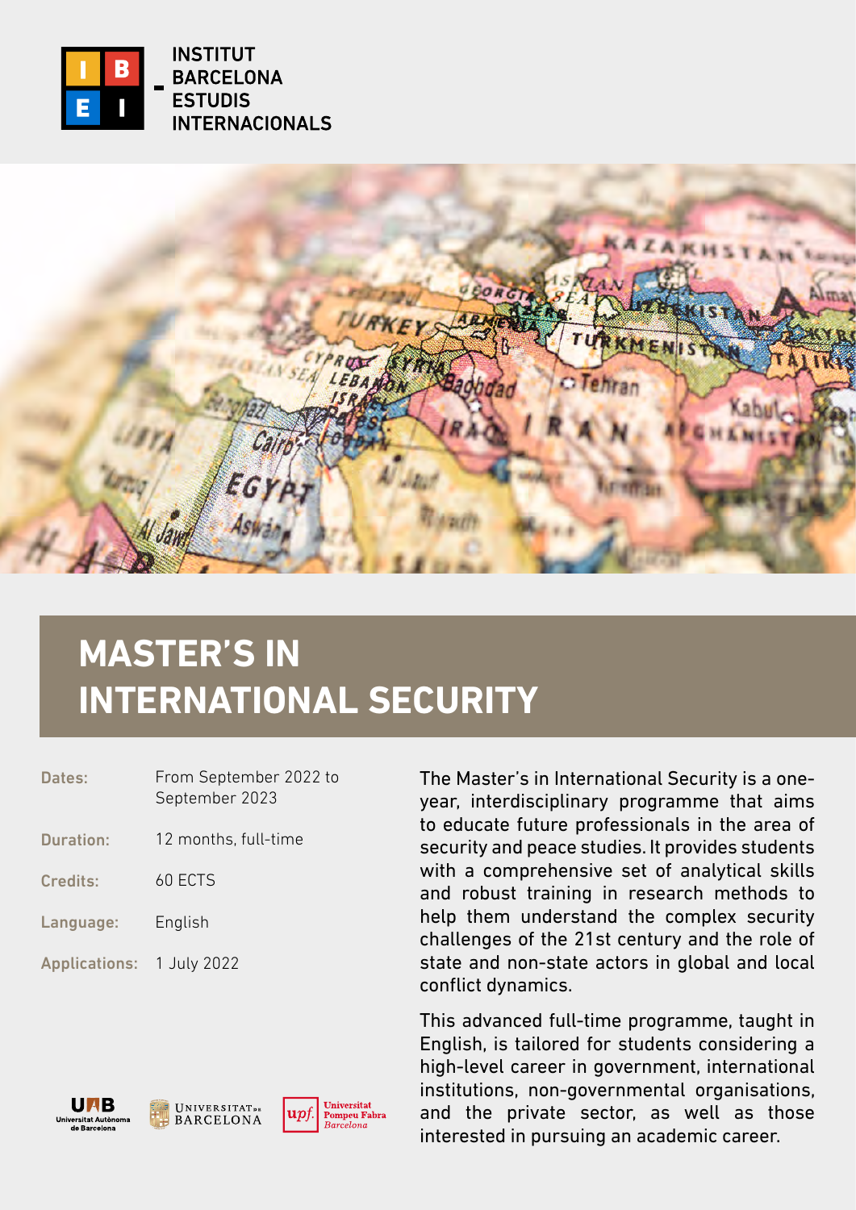INSTITUT BARCELONA ESTUDIS INTERNACIONALS

# MASTER'S IN INTERNATIONAL SECURITY

| | |
|---|---|
| Dates: | From September 2022 to September 2023 |
| Duration: | 12 months, full-time |
| Credits: | 60 ECTS |
| Language: | English |
| Applications: | 1 July 2022 |

The Master's in International Security is a one-year, interdisciplinary programme that aims to educate future professionals in the area of security and peace studies. It provides students with a comprehensive set of analytical skills and robust training in research methods to help them understand the complex security challenges of the 21st century and the role of state and non-state actors in global and local conflict dynamics.

This advanced full-time programme, taught in English, is tailored for students considering a high-level career in government, international institutions, non-governmental organisations, and the private sector, as well as those interested in pursuing an academic career.

UAB Universitat Autònoma de Barcelona · Universitat de Barcelona · upf. Universitat Pompeu Fabra Barcelona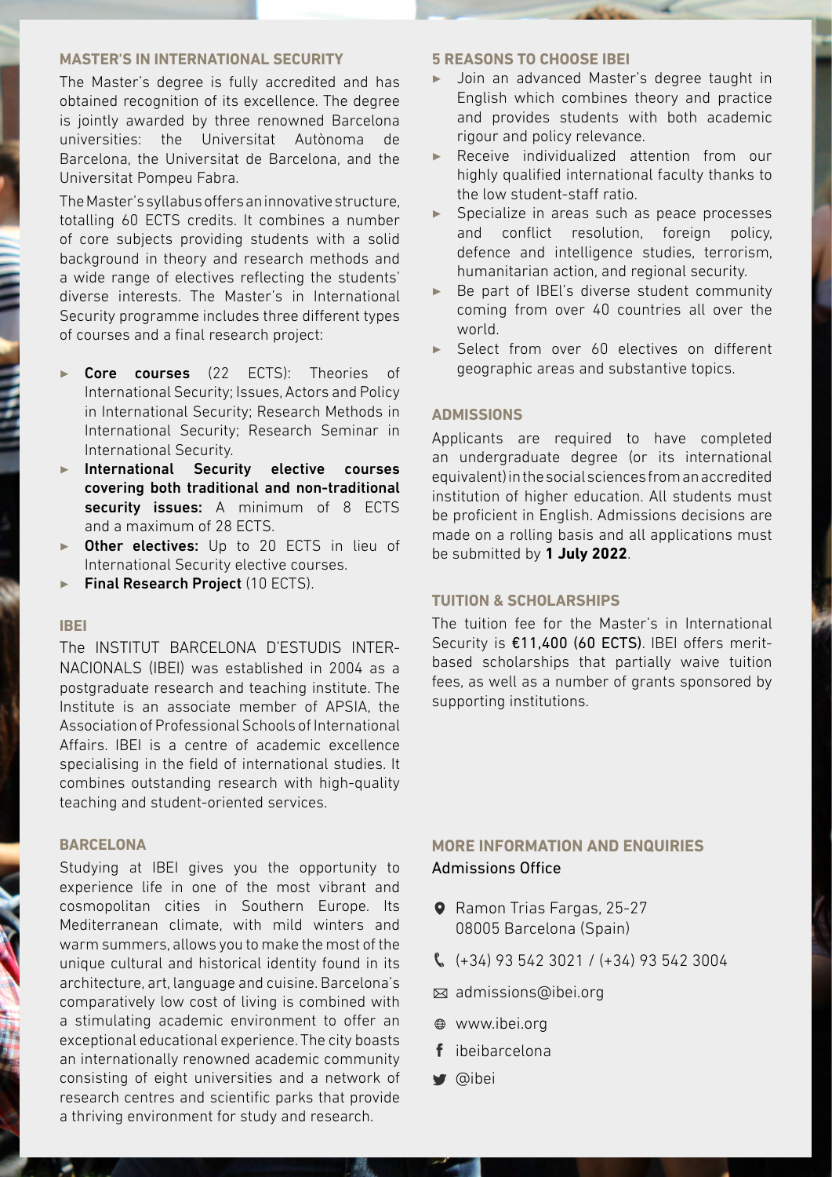## MASTER'S IN INTERNATIONAL SECURITY

The Master's degree is fully accredited and has obtained recognition of its excellence. The degree is jointly awarded by three renowned Barcelona universities: the Universitat Autònoma de Barcelona, the Universitat de Barcelona, and the Universitat Pompeu Fabra.

The Master's syllabus offers an innovative structure, totalling 60 ECTS credits. It combines a number of core subjects providing students with a solid background in theory and research methods and a wide range of electives reflecting the students' diverse interests. The Master's in International Security programme includes three different types of courses and a final research project:

- **Core courses** (22 ECTS): Theories of International Security; Issues, Actors and Policy in International Security; Research Methods in International Security; Research Seminar in International Security.
- **International Security elective courses covering both traditional and non-traditional security issues:** A minimum of 8 ECTS and a maximum of 28 ECTS.
- **Other electives:** Up to 20 ECTS in lieu of International Security elective courses.
- **Final Research Project** (10 ECTS).

## IBEI

The INSTITUT BARCELONA D'ESTUDIS INTERNACIONALS (IBEI) was established in 2004 as a postgraduate research and teaching institute. The Institute is an associate member of APSIA, the Association of Professional Schools of International Affairs. IBEI is a centre of academic excellence specialising in the field of international studies. It combines outstanding research with high-quality teaching and student-oriented services.

## BARCELONA

Studying at IBEI gives you the opportunity to experience life in one of the most vibrant and cosmopolitan cities in Southern Europe. Its Mediterranean climate, with mild winters and warm summers, allows you to make the most of the unique cultural and historical identity found in its architecture, art, language and cuisine. Barcelona's comparatively low cost of living is combined with a stimulating academic environment to offer an exceptional educational experience. The city boasts an internationally renowned academic community consisting of eight universities and a network of research centres and scientific parks that provide a thriving environment for study and research.

## 5 REASONS TO CHOOSE IBEI

- Join an advanced Master's degree taught in English which combines theory and practice and provides students with both academic rigour and policy relevance.
- Receive individualized attention from our highly qualified international faculty thanks to the low student-staff ratio.
- Specialize in areas such as peace processes and conflict resolution, foreign policy, defence and intelligence studies, terrorism, humanitarian action, and regional security.
- Be part of IBEI's diverse student community coming from over 40 countries all over the world.
- Select from over 60 electives on different geographic areas and substantive topics.

## ADMISSIONS

Applicants are required to have completed an undergraduate degree (or its international equivalent) in the social sciences from an accredited institution of higher education. All students must be proficient in English. Admissions decisions are made on a rolling basis and all applications must be submitted by **1 July 2022**.

## TUITION & SCHOLARSHIPS

The tuition fee for the Master's in International Security is €11,400 (60 ECTS). IBEI offers merit-based scholarships that partially waive tuition fees, as well as a number of grants sponsored by supporting institutions.

## MORE INFORMATION AND ENQUIRIES

Admissions Office

- Ramon Trias Fargas, 25-27
  08005 Barcelona (Spain)
- (+34) 93 542 3021 / (+34) 93 542 3004
- admissions@ibei.org
- www.ibei.org
- ibeibarcelona
- @ibei